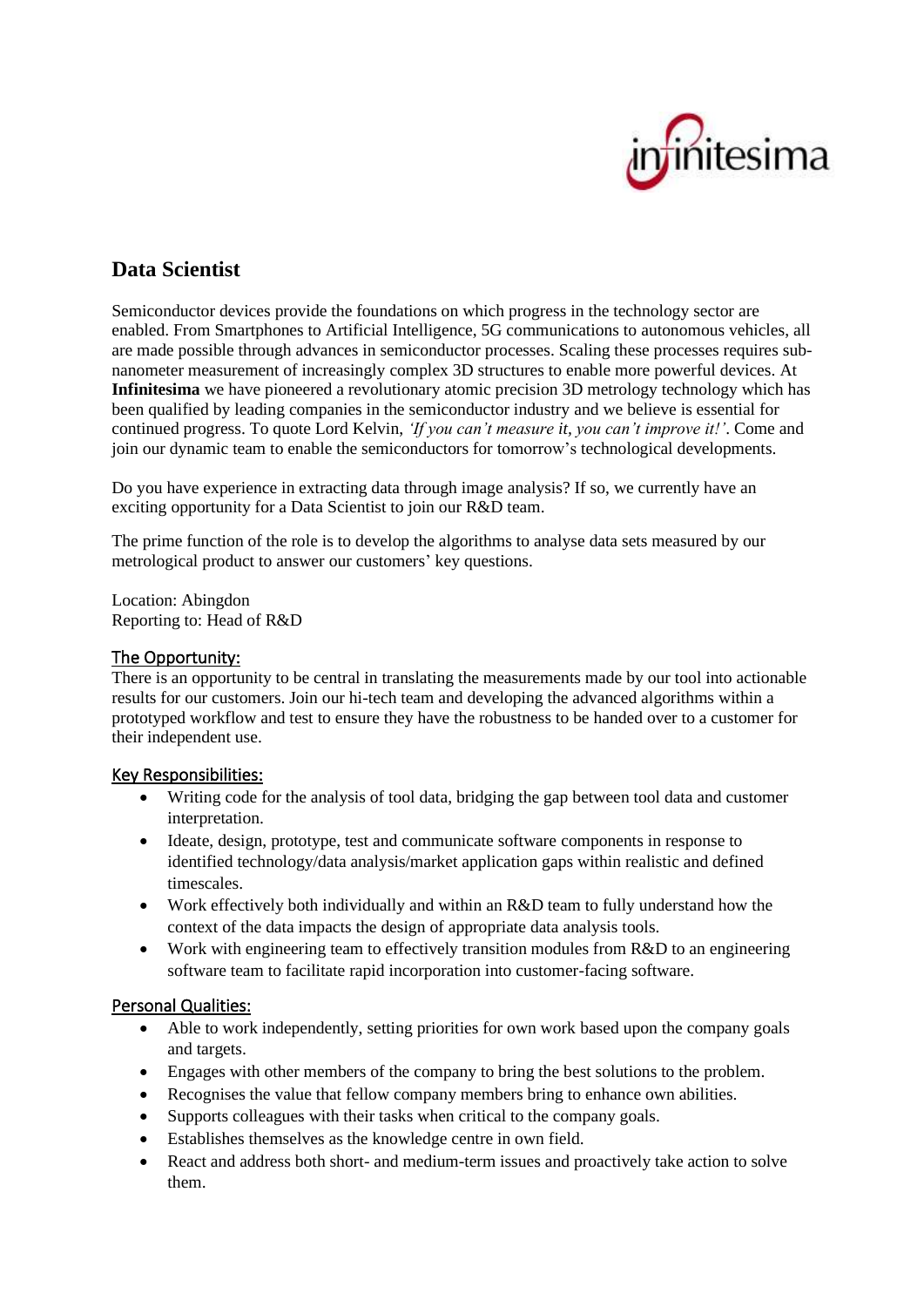# Data Scientist

Semiconductor devices provide the foundations on which progress in the technology sector are enabled. From Smartphones to Artificial Intelligence, 5G communications to autonomous vehicles, all are made possible through advances in semiconductor processes. Scaling these processes requires sub-nanometer measurement of increasingly complex 3D structures to enable more powerful devices. At **Infinitesima** we have pioneered a revolutionary atomic precision 3D metrology technology which has been qualified by leading companies in the semiconductor industry and we believe is essential for continued progress. To quote Lord Kelvin, *'If you can't measure it, you can't improve it!'*. Come and join our dynamic team to enable the semiconductors for tomorrow's technological developments.

Do you have experience in extracting data through image analysis? If so, we currently have an exciting opportunity for a Data Scientist to join our R&D team.

The prime function of the role is to develop the algorithms to analyse data sets measured by our metrological product to answer our customers' key questions.

Location: Abingdon
Reporting to: Head of R&D

## The Opportunity:

There is an opportunity to be central in translating the measurements made by our tool into actionable results for our customers. Join our hi-tech team and developing the advanced algorithms within a prototyped workflow and test to ensure they have the robustness to be handed over to a customer for their independent use.

## Key Responsibilities:

- Writing code for the analysis of tool data, bridging the gap between tool data and customer interpretation.
- Ideate, design, prototype, test and communicate software components in response to identified technology/data analysis/market application gaps within realistic and defined timescales.
- Work effectively both individually and within an R&D team to fully understand how the context of the data impacts the design of appropriate data analysis tools.
- Work with engineering team to effectively transition modules from R&D to an engineering software team to facilitate rapid incorporation into customer-facing software.

## Personal Qualities:

- Able to work independently, setting priorities for own work based upon the company goals and targets.
- Engages with other members of the company to bring the best solutions to the problem.
- Recognises the value that fellow company members bring to enhance own abilities.
- Supports colleagues with their tasks when critical to the company goals.
- Establishes themselves as the knowledge centre in own field.
- React and address both short- and medium-term issues and proactively take action to solve them.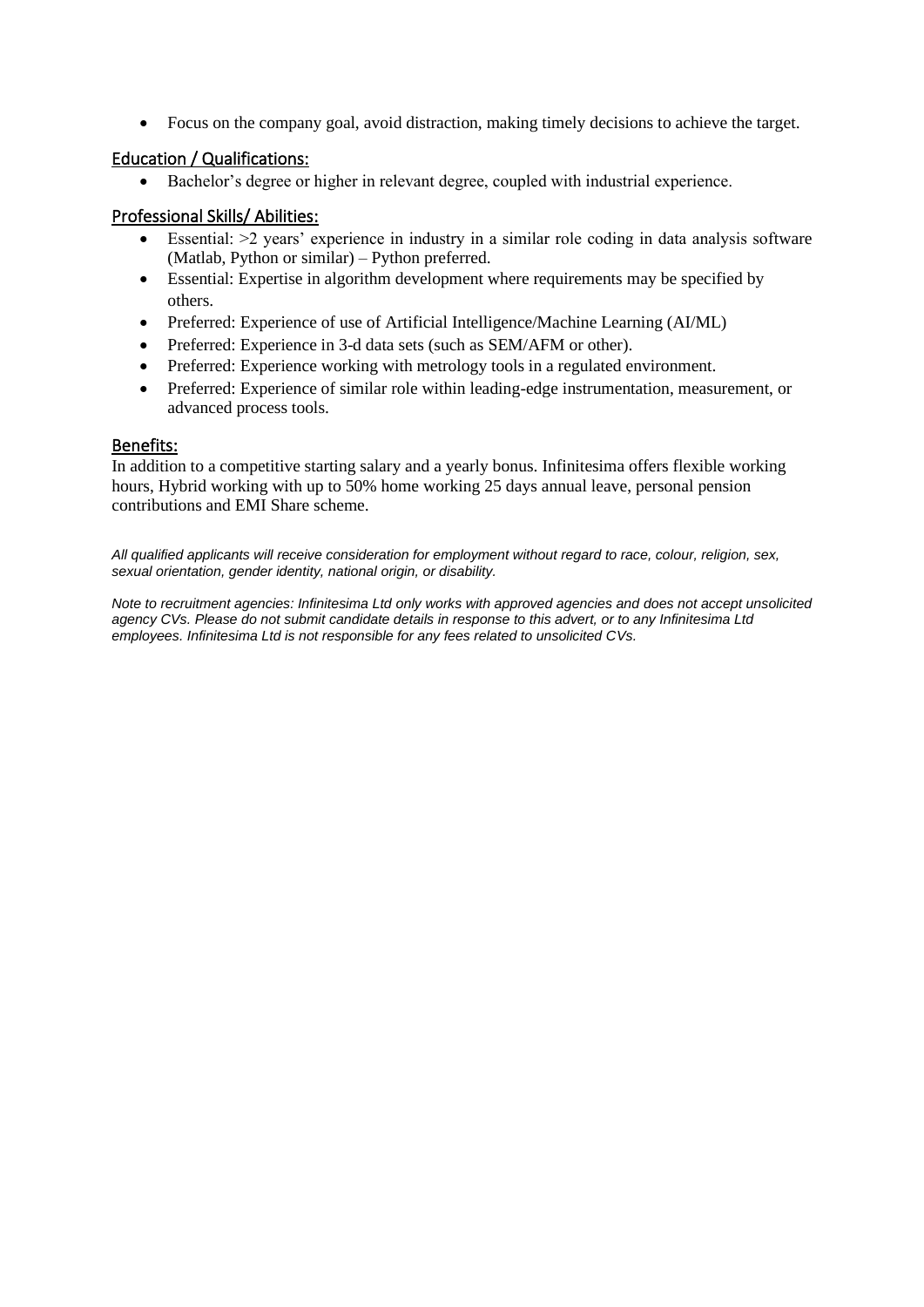- Focus on the company goal, avoid distraction, making timely decisions to achieve the target.

## Education / Qualifications:

- Bachelor's degree or higher in relevant degree, coupled with industrial experience.

## Professional Skills/ Abilities:

- Essential: >2 years' experience in industry in a similar role coding in data analysis software (Matlab, Python or similar) – Python preferred.
- Essential: Expertise in algorithm development where requirements may be specified by others.
- Preferred: Experience of use of Artificial Intelligence/Machine Learning (AI/ML)
- Preferred: Experience in 3-d data sets (such as SEM/AFM or other).
- Preferred: Experience working with metrology tools in a regulated environment.
- Preferred: Experience of similar role within leading-edge instrumentation, measurement, or advanced process tools.

## Benefits:

In addition to a competitive starting salary and a yearly bonus. Infinitesima offers flexible working hours, Hybrid working with up to 50% home working 25 days annual leave, personal pension contributions and EMI Share scheme.

*All qualified applicants will receive consideration for employment without regard to race, colour, religion, sex, sexual orientation, gender identity, national origin, or disability.*

*Note to recruitment agencies: Infinitesima Ltd only works with approved agencies and does not accept unsolicited agency CVs. Please do not submit candidate details in response to this advert, or to any Infinitesima Ltd employees. Infinitesima Ltd is not responsible for any fees related to unsolicited CVs.*